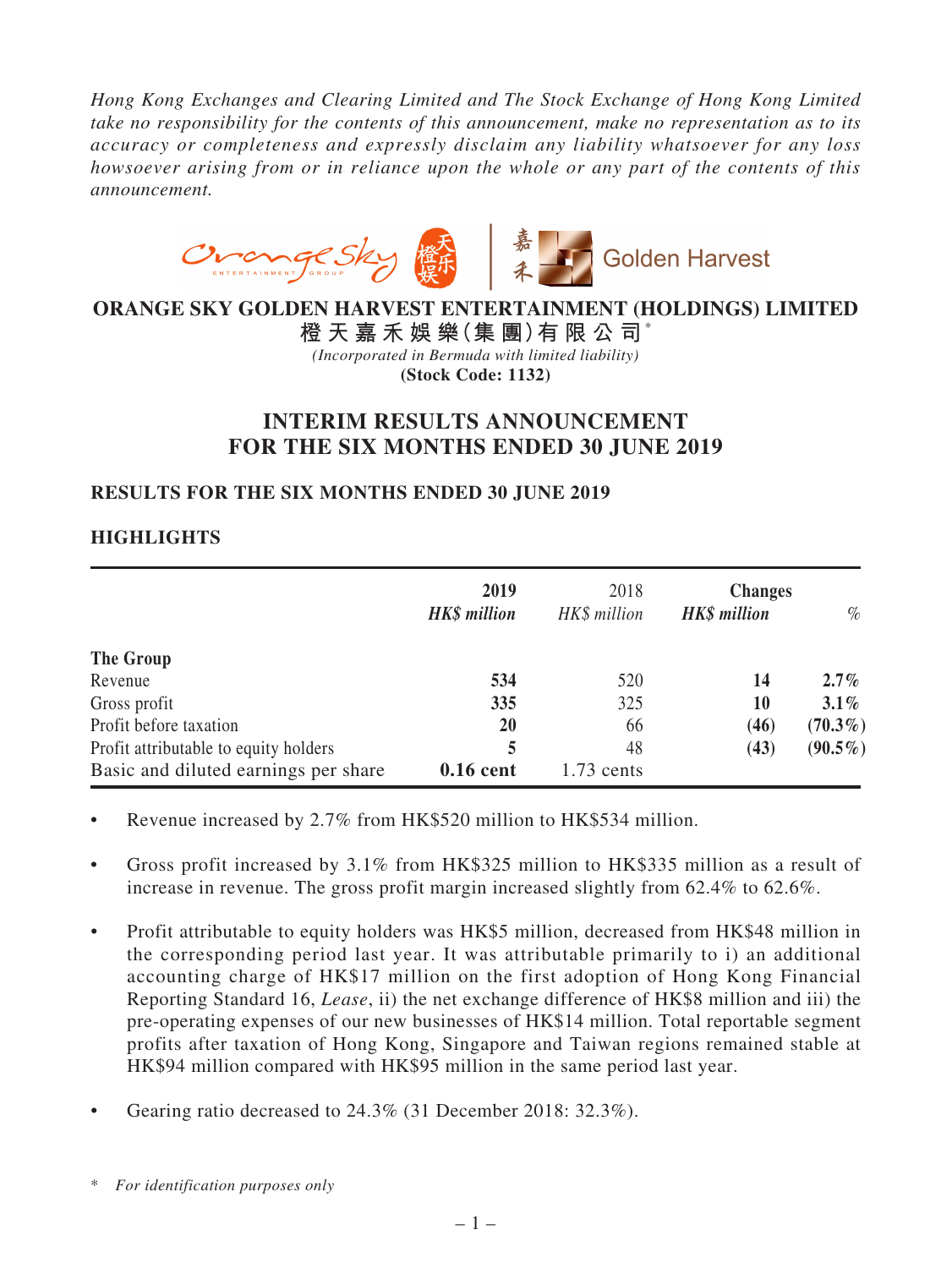*Hong Kong Exchanges and Clearing Limited and The Stock Exchange of Hong Kong Limited take no responsibility for the contents of this announcement, make no representation as to its accuracy or completeness and expressly disclaim any liability whatsoever for any loss howsoever arising from or in reliance upon the whole or any part of the contents of this announcement.*

# ORANGE SKY GOLDEN HARVEST ENTERTAINMENT (HOLDINGS) LIMITED

**橙天嘉禾娛樂(集團)有限公司*** 

*(Incorporated in Bermuda with limited liability)*

**(Stock Code: 1132)**

## INTERIM RESULTS ANNOUNCEMENT FOR THE SIX MONTHS ENDED 30 JUNE 2019

### RESULTS FOR THE SIX MONTHS ENDED 30 JUNE 2019

### HIGHLIGHTS

| | **2019** *HK$ million* | 2018 *HK$ million* | **Changes** *HK$ million* | *%* |
|---|---|---|---|---|
| **The Group** | | | | |
| Revenue | **534** | 520 | **14** | **2.7%** |
| Gross profit | **335** | 325 | **10** | **3.1%** |
| Profit before taxation | **20** | 66 | **(46)** | **(70.3%)** |
| Profit attributable to equity holders | **5** | 48 | **(43)** | **(90.5%)** |
| Basic and diluted earnings per share | **0.16 cent** | 1.73 cents | | |

- Revenue increased by 2.7% from HK$520 million to HK$534 million.
- Gross profit increased by 3.1% from HK$325 million to HK$335 million as a result of increase in revenue. The gross profit margin increased slightly from 62.4% to 62.6%.
- Profit attributable to equity holders was HK$5 million, decreased from HK$48 million in the corresponding period last year. It was attributable primarily to i) an additional accounting charge of HK$17 million on the first adoption of Hong Kong Financial Reporting Standard 16, *Lease*, ii) the net exchange difference of HK$8 million and iii) the pre-operating expenses of our new businesses of HK$14 million. Total reportable segment profits after taxation of Hong Kong, Singapore and Taiwan regions remained stable at HK$94 million compared with HK$95 million in the same period last year.
- Gearing ratio decreased to 24.3% (31 December 2018: 32.3%).

\* *For identification purposes only*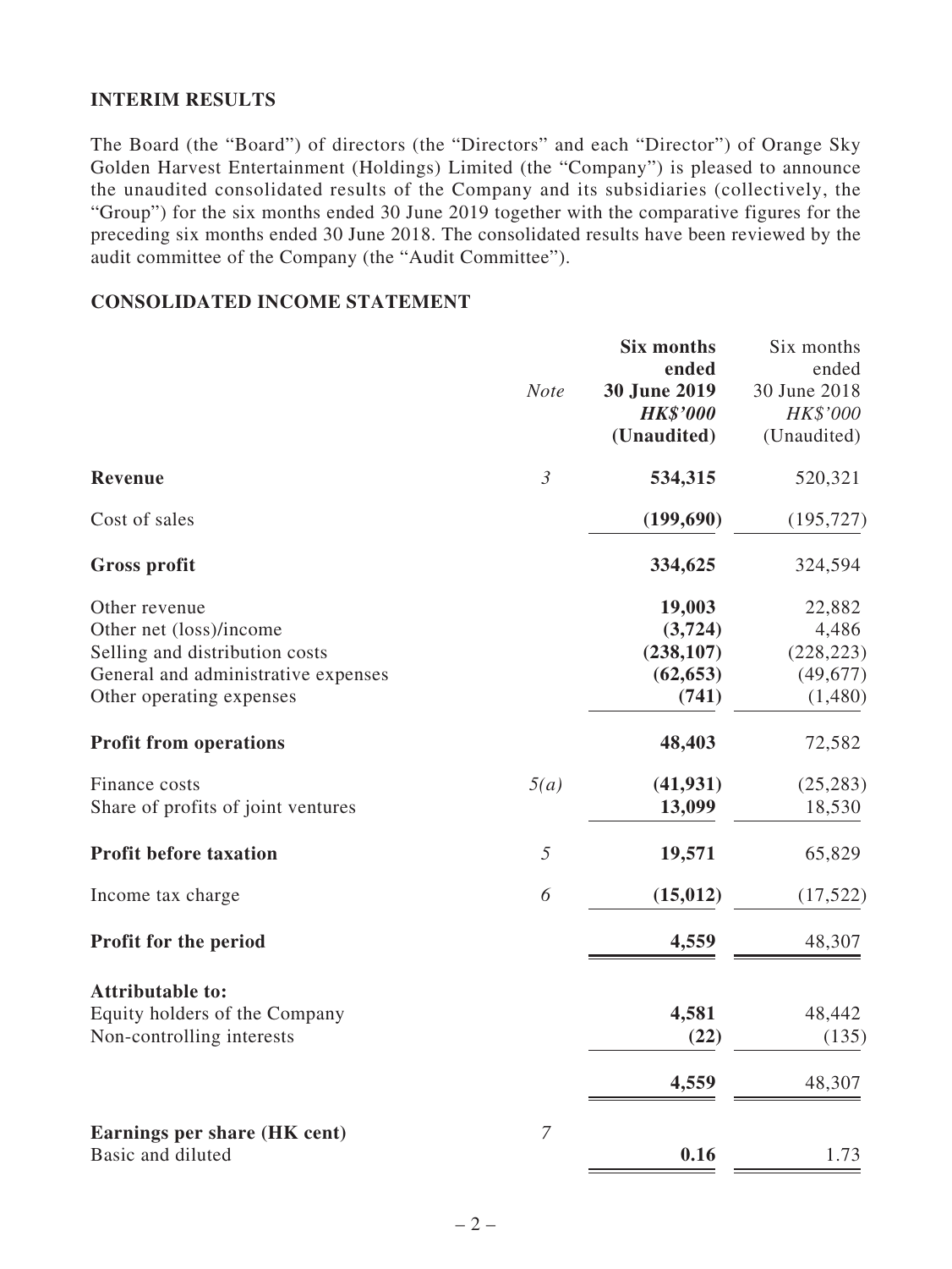## INTERIM RESULTS

The Board (the "Board") of directors (the "Directors" and each "Director") of Orange Sky Golden Harvest Entertainment (Holdings) Limited (the "Company") is pleased to announce the unaudited consolidated results of the Company and its subsidiaries (collectively, the "Group") for the six months ended 30 June 2019 together with the comparative figures for the preceding six months ended 30 June 2018. The consolidated results have been reviewed by the audit committee of the Company (the "Audit Committee").

## CONSOLIDATED INCOME STATEMENT

| | *Note* | **Six months ended 30 June 2019** ***HK$'000*** **(Unaudited)** | Six months ended 30 June 2018 *HK$'000* (Unaudited) |
|---|---|---|---|
| **Revenue** | *3* | **534,315** | 520,321 |
| Cost of sales | | **(199,690)** | (195,727) |
| **Gross profit** | | **334,625** | 324,594 |
| Other revenue | | **19,003** | 22,882 |
| Other net (loss)/income | | **(3,724)** | 4,486 |
| Selling and distribution costs | | **(238,107)** | (228,223) |
| General and administrative expenses | | **(62,653)** | (49,677) |
| Other operating expenses | | **(741)** | (1,480) |
| **Profit from operations** | | **48,403** | 72,582 |
| Finance costs | *5(a)* | **(41,931)** | (25,283) |
| Share of profits of joint ventures | | **13,099** | 18,530 |
| **Profit before taxation** | *5* | **19,571** | 65,829 |
| Income tax charge | *6* | **(15,012)** | (17,522) |
| **Profit for the period** | | **4,559** | 48,307 |
| **Attributable to:** | | | |
| Equity holders of the Company | | **4,581** | 48,442 |
| Non-controlling interests | | **(22)** | (135) |
| | | **4,559** | 48,307 |
| **Earnings per share (HK cent)** | *7* | | |
| Basic and diluted | | **0.16** | 1.73 |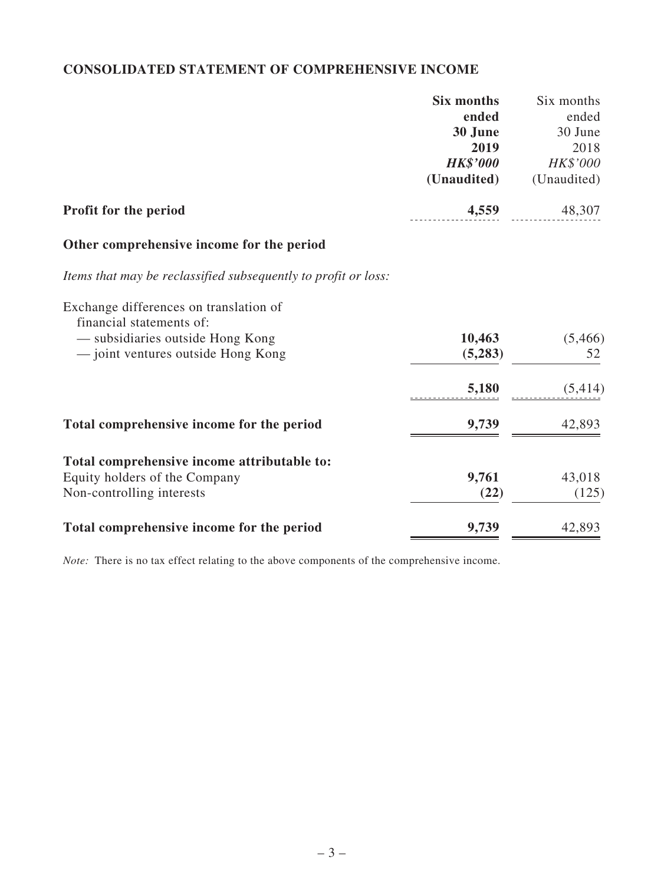## CONSOLIDATED STATEMENT OF COMPREHENSIVE INCOME

| | **Six months ended 30 June 2019** | Six months ended 30 June 2018 |
|---|---|---|
| | ***HK$'000*** | *HK$'000* |
| | **(Unaudited)** | (Unaudited) |
| **Profit for the period** | **4,559** | 48,307 |
| **Other comprehensive income for the period** | | |
| *Items that may be reclassified subsequently to profit or loss:* | | |
| Exchange differences on translation of financial statements of: | | |
| — subsidiaries outside Hong Kong | **10,463** | (5,466) |
| — joint ventures outside Hong Kong | **(5,283)** | 52 |
| | **5,180** | (5,414) |
| **Total comprehensive income for the period** | **9,739** | 42,893 |
| **Total comprehensive income attributable to:** | | |
| Equity holders of the Company | **9,761** | 43,018 |
| Non-controlling interests | **(22)** | (125) |
| **Total comprehensive income for the period** | **9,739** | 42,893 |

*Note:* There is no tax effect relating to the above components of the comprehensive income.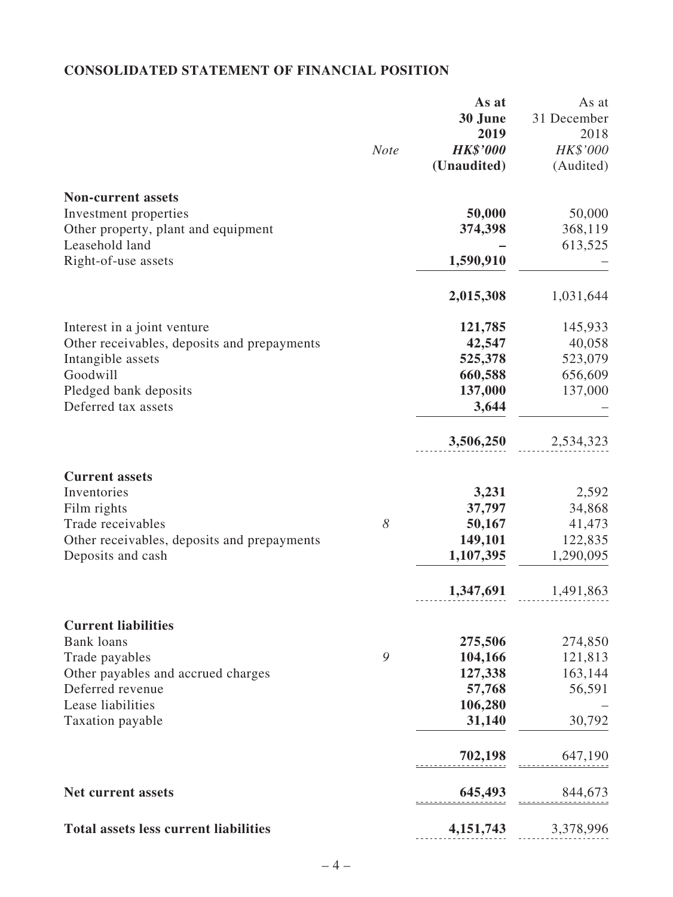## CONSOLIDATED STATEMENT OF FINANCIAL POSITION

| | Note | As at 30 June 2019 HK$'000 (Unaudited) | As at 31 December 2018 HK$'000 (Audited) |
|---|---|---|---|
| **Non-current assets** | | | |
| Investment properties | | **50,000** | 50,000 |
| Other property, plant and equipment | | **374,398** | 368,119 |
| Leasehold land | | **–** | 613,525 |
| Right-of-use assets | | **1,590,910** | – |
| | | **2,015,308** | 1,031,644 |
| Interest in a joint venture | | **121,785** | 145,933 |
| Other receivables, deposits and prepayments | | **42,547** | 40,058 |
| Intangible assets | | **525,378** | 523,079 |
| Goodwill | | **660,588** | 656,609 |
| Pledged bank deposits | | **137,000** | 137,000 |
| Deferred tax assets | | **3,644** | – |
| | | **3,506,250** | 2,534,323 |
| **Current assets** | | | |
| Inventories | | **3,231** | 2,592 |
| Film rights | | **37,797** | 34,868 |
| Trade receivables | *8* | **50,167** | 41,473 |
| Other receivables, deposits and prepayments | | **149,101** | 122,835 |
| Deposits and cash | | **1,107,395** | 1,290,095 |
| | | **1,347,691** | 1,491,863 |
| **Current liabilities** | | | |
| Bank loans | | **275,506** | 274,850 |
| Trade payables | *9* | **104,166** | 121,813 |
| Other payables and accrued charges | | **127,338** | 163,144 |
| Deferred revenue | | **57,768** | 56,591 |
| Lease liabilities | | **106,280** | – |
| Taxation payable | | **31,140** | 30,792 |
| | | **702,198** | 647,190 |
| **Net current assets** | | **645,493** | 844,673 |
| **Total assets less current liabilities** | | **4,151,743** | 3,378,996 |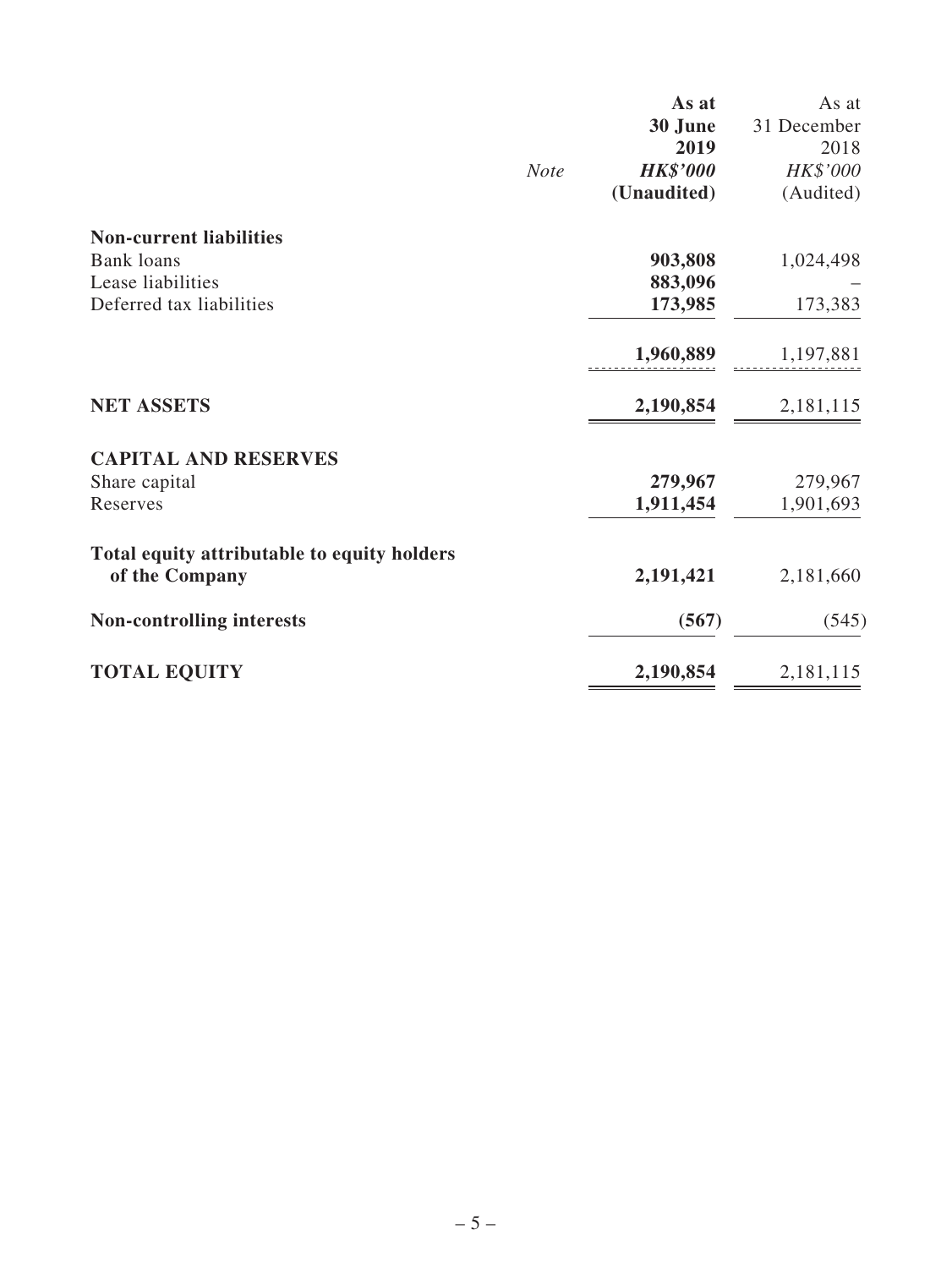| | Note | As at 30 June 2019 HK$'000 (Unaudited) | As at 31 December 2018 HK$'000 (Audited) |
|---|---|---|---|
| **Non-current liabilities** | | | |
| Bank loans | | **903,808** | 1,024,498 |
| Lease liabilities | | **883,096** | – |
| Deferred tax liabilities | | **173,985** | 173,383 |
| | | **1,960,889** | 1,197,881 |
| **NET ASSETS** | | **2,190,854** | 2,181,115 |
| **CAPITAL AND RESERVES** | | | |
| Share capital | | **279,967** | 279,967 |
| Reserves | | **1,911,454** | 1,901,693 |
| **Total equity attributable to equity holders of the Company** | | **2,191,421** | 2,181,660 |
| **Non-controlling interests** | | **(567)** | (545) |
| **TOTAL EQUITY** | | **2,190,854** | 2,181,115 |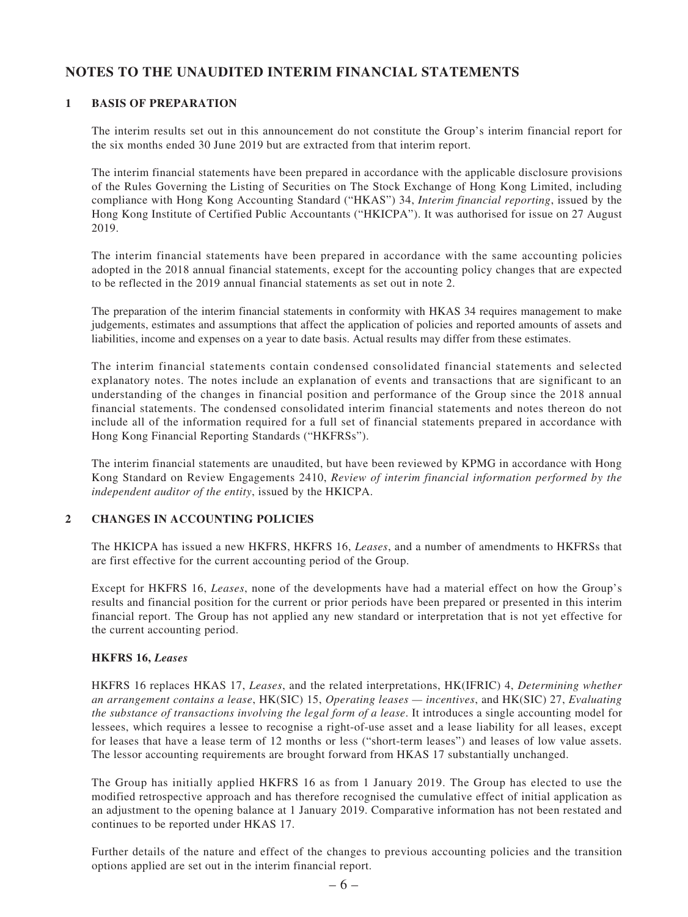# NOTES TO THE UNAUDITED INTERIM FINANCIAL STATEMENTS

## 1 BASIS OF PREPARATION

The interim results set out in this announcement do not constitute the Group's interim financial report for the six months ended 30 June 2019 but are extracted from that interim report.

The interim financial statements have been prepared in accordance with the applicable disclosure provisions of the Rules Governing the Listing of Securities on The Stock Exchange of Hong Kong Limited, including compliance with Hong Kong Accounting Standard ("HKAS") 34, *Interim financial reporting*, issued by the Hong Kong Institute of Certified Public Accountants ("HKICPA"). It was authorised for issue on 27 August 2019.

The interim financial statements have been prepared in accordance with the same accounting policies adopted in the 2018 annual financial statements, except for the accounting policy changes that are expected to be reflected in the 2019 annual financial statements as set out in note 2.

The preparation of the interim financial statements in conformity with HKAS 34 requires management to make judgements, estimates and assumptions that affect the application of policies and reported amounts of assets and liabilities, income and expenses on a year to date basis. Actual results may differ from these estimates.

The interim financial statements contain condensed consolidated financial statements and selected explanatory notes. The notes include an explanation of events and transactions that are significant to an understanding of the changes in financial position and performance of the Group since the 2018 annual financial statements. The condensed consolidated interim financial statements and notes thereon do not include all of the information required for a full set of financial statements prepared in accordance with Hong Kong Financial Reporting Standards ("HKFRSs").

The interim financial statements are unaudited, but have been reviewed by KPMG in accordance with Hong Kong Standard on Review Engagements 2410, *Review of interim financial information performed by the independent auditor of the entity*, issued by the HKICPA.

## 2 CHANGES IN ACCOUNTING POLICIES

The HKICPA has issued a new HKFRS, HKFRS 16, *Leases*, and a number of amendments to HKFRSs that are first effective for the current accounting period of the Group.

Except for HKFRS 16, *Leases*, none of the developments have had a material effect on how the Group's results and financial position for the current or prior periods have been prepared or presented in this interim financial report. The Group has not applied any new standard or interpretation that is not yet effective for the current accounting period.

### HKFRS 16, *Leases*

HKFRS 16 replaces HKAS 17, *Leases*, and the related interpretations, HK(IFRIC) 4, *Determining whether an arrangement contains a lease*, HK(SIC) 15, *Operating leases — incentives*, and HK(SIC) 27, *Evaluating the substance of transactions involving the legal form of a lease*. It introduces a single accounting model for lessees, which requires a lessee to recognise a right-of-use asset and a lease liability for all leases, except for leases that have a lease term of 12 months or less ("short-term leases") and leases of low value assets. The lessor accounting requirements are brought forward from HKAS 17 substantially unchanged.

The Group has initially applied HKFRS 16 as from 1 January 2019. The Group has elected to use the modified retrospective approach and has therefore recognised the cumulative effect of initial application as an adjustment to the opening balance at 1 January 2019. Comparative information has not been restated and continues to be reported under HKAS 17.

Further details of the nature and effect of the changes to previous accounting policies and the transition options applied are set out in the interim financial report.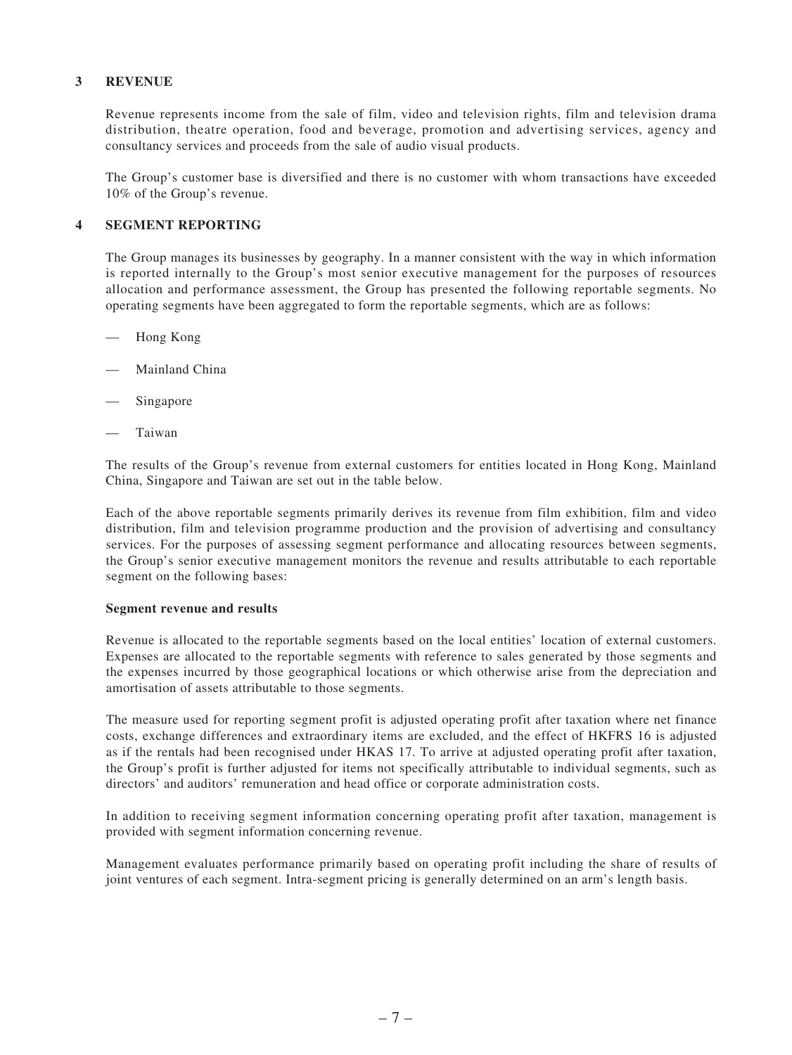## 3 REVENUE

Revenue represents income from the sale of film, video and television rights, film and television drama distribution, theatre operation, food and beverage, promotion and advertising services, agency and consultancy services and proceeds from the sale of audio visual products.

The Group's customer base is diversified and there is no customer with whom transactions have exceeded 10% of the Group's revenue.

## 4 SEGMENT REPORTING

The Group manages its businesses by geography. In a manner consistent with the way in which information is reported internally to the Group's most senior executive management for the purposes of resources allocation and performance assessment, the Group has presented the following reportable segments. No operating segments have been aggregated to form the reportable segments, which are as follows:

- Hong Kong
- Mainland China
- Singapore
- Taiwan

The results of the Group's revenue from external customers for entities located in Hong Kong, Mainland China, Singapore and Taiwan are set out in the table below.

Each of the above reportable segments primarily derives its revenue from film exhibition, film and video distribution, film and television programme production and the provision of advertising and consultancy services. For the purposes of assessing segment performance and allocating resources between segments, the Group's senior executive management monitors the revenue and results attributable to each reportable segment on the following bases:

**Segment revenue and results**

Revenue is allocated to the reportable segments based on the local entities' location of external customers. Expenses are allocated to the reportable segments with reference to sales generated by those segments and the expenses incurred by those geographical locations or which otherwise arise from the depreciation and amortisation of assets attributable to those segments.

The measure used for reporting segment profit is adjusted operating profit after taxation where net finance costs, exchange differences and extraordinary items are excluded, and the effect of HKFRS 16 is adjusted as if the rentals had been recognised under HKAS 17. To arrive at adjusted operating profit after taxation, the Group's profit is further adjusted for items not specifically attributable to individual segments, such as directors' and auditors' remuneration and head office or corporate administration costs.

In addition to receiving segment information concerning operating profit after taxation, management is provided with segment information concerning revenue.

Management evaluates performance primarily based on operating profit including the share of results of joint ventures of each segment. Intra-segment pricing is generally determined on an arm's length basis.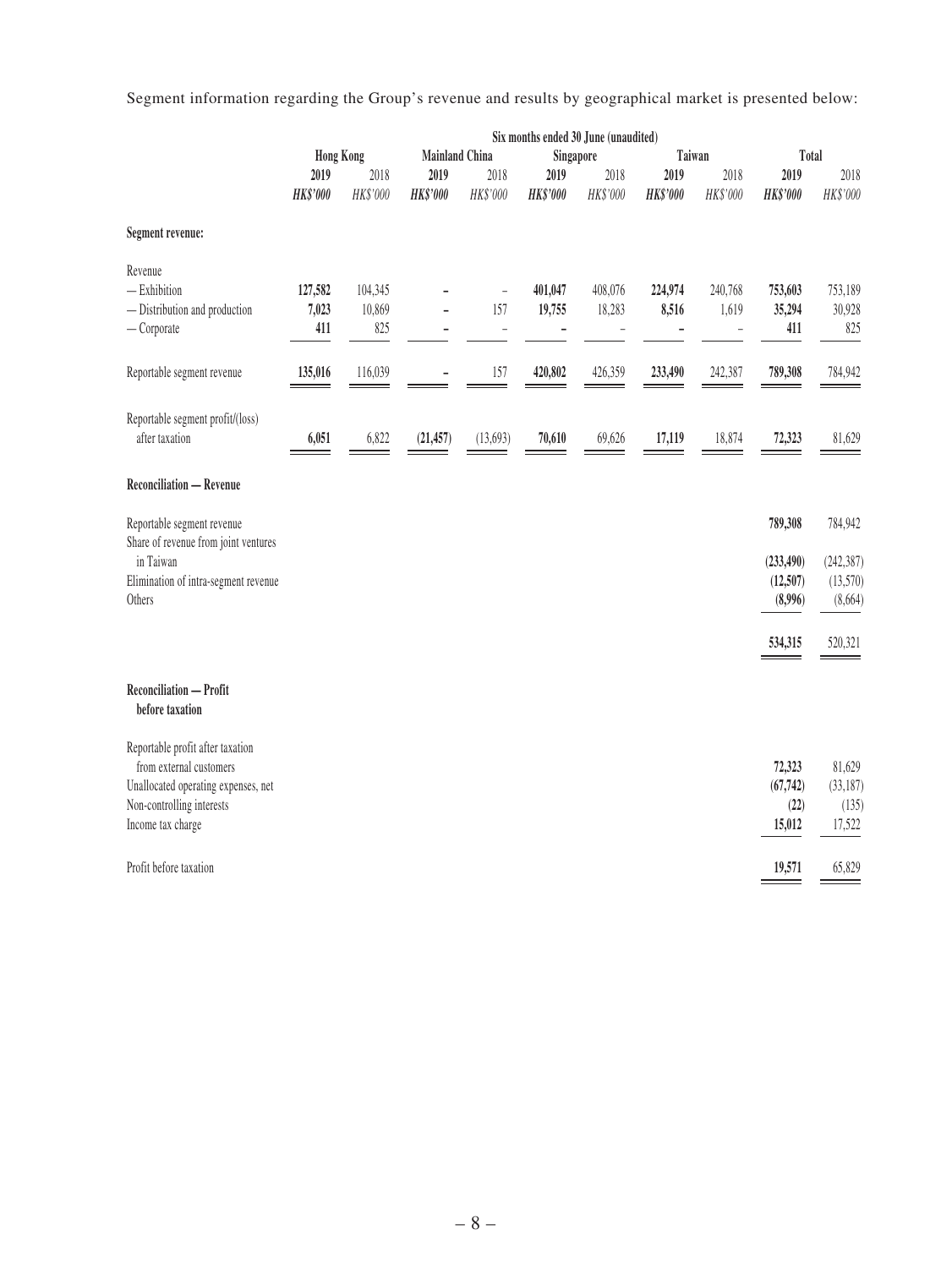Segment information regarding the Group's revenue and results by geographical market is presented below:

| | Six months ended 30 June (unaudited) | | | | | | | | | |
|---|---|---|---|---|---|---|---|---|---|---|
| | Hong Kong | | Mainland China | | Singapore | | Taiwan | | Total | |
| | **2019** | 2018 | **2019** | 2018 | **2019** | 2018 | **2019** | 2018 | **2019** | 2018 |
| | ***HK$'000*** | *HK$'000* | ***HK$'000*** | *HK$'000* | ***HK$'000*** | *HK$'000* | ***HK$'000*** | *HK$'000* | ***HK$'000*** | *HK$'000* |
| **Segment revenue:** | | | | | | | | | | |
| Revenue | | | | | | | | | | |
| — Exhibition | **127,582** | 104,345 | **–** | – | **401,047** | 408,076 | **224,974** | 240,768 | **753,603** | 753,189 |
| — Distribution and production | **7,023** | 10,869 | **–** | 157 | **19,755** | 18,283 | **8,516** | 1,619 | **35,294** | 30,928 |
| — Corporate | **411** | 825 | **–** | – | **–** | – | **–** | – | **411** | 825 |
| Reportable segment revenue | **135,016** | 116,039 | **–** | 157 | **420,802** | 426,359 | **233,490** | 242,387 | **789,308** | 784,942 |
| Reportable segment profit/(loss) after taxation | **6,051** | 6,822 | **(21,457)** | (13,693) | **70,610** | 69,626 | **17,119** | 18,874 | **72,323** | 81,629 |
| **Reconciliation — Revenue** | | | | | | | | | | |
| Reportable segment revenue | | | | | | | | | **789,308** | 784,942 |
| Share of revenue from joint ventures in Taiwan | | | | | | | | | **(233,490)** | (242,387) |
| Elimination of intra-segment revenue | | | | | | | | | **(12,507)** | (13,570) |
| Others | | | | | | | | | **(8,996)** | (8,664) |
| | | | | | | | | | **534,315** | 520,321 |
| **Reconciliation — Profit before taxation** | | | | | | | | | | |
| Reportable profit after taxation from external customers | | | | | | | | | **72,323** | 81,629 |
| Unallocated operating expenses, net | | | | | | | | | **(67,742)** | (33,187) |
| Non-controlling interests | | | | | | | | | **(22)** | (135) |
| Income tax charge | | | | | | | | | **15,012** | 17,522 |
| Profit before taxation | | | | | | | | | **19,571** | 65,829 |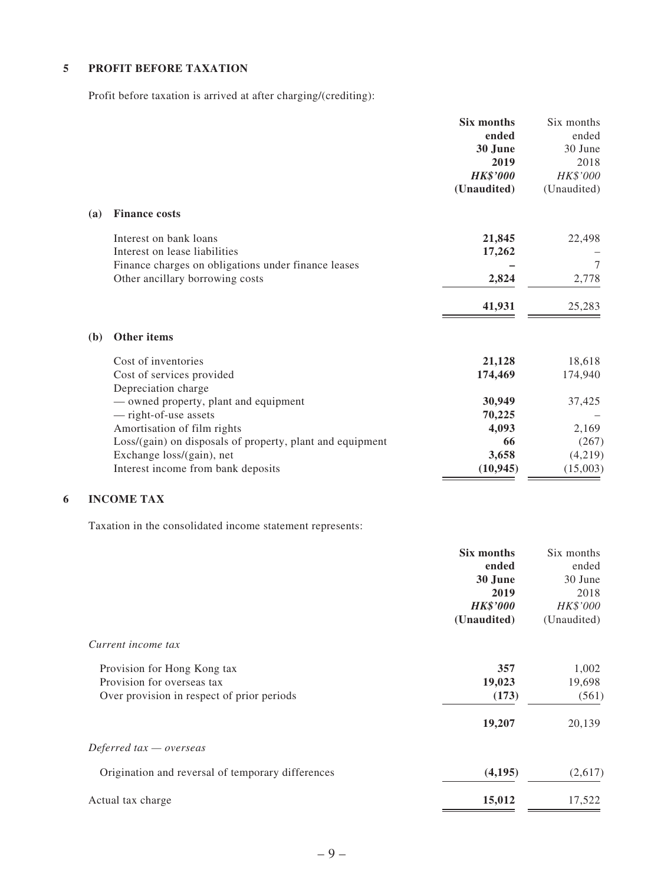## 5 PROFIT BEFORE TAXATION

Profit before taxation is arrived at after charging/(crediting):

| | **Six months ended 30 June 2019** | Six months ended 30 June 2018 |
|---|---|---|
| | ***HK$'000*** | *HK$'000* |
| | **(Unaudited)** | (Unaudited) |
| **(a) Finance costs** | | |
| Interest on bank loans | **21,845** | 22,498 |
| Interest on lease liabilities | **17,262** | – |
| Finance charges on obligations under finance leases | **–** | 7 |
| Other ancillary borrowing costs | **2,824** | 2,778 |
| | **41,931** | 25,283 |
| **(b) Other items** | | |
| Cost of inventories | **21,128** | 18,618 |
| Cost of services provided | **174,469** | 174,940 |
| Depreciation charge | | |
| — owned property, plant and equipment | **30,949** | 37,425 |
| — right-of-use assets | **70,225** | – |
| Amortisation of film rights | **4,093** | 2,169 |
| Loss/(gain) on disposals of property, plant and equipment | **66** | (267) |
| Exchange loss/(gain), net | **3,658** | (4,219) |
| Interest income from bank deposits | **(10,945)** | (15,003) |

## 6 INCOME TAX

Taxation in the consolidated income statement represents:

| | **Six months ended 30 June 2019** | Six months ended 30 June 2018 |
|---|---|---|
| | ***HK$'000*** | *HK$'000* |
| | **(Unaudited)** | (Unaudited) |
| *Current income tax* | | |
| Provision for Hong Kong tax | **357** | 1,002 |
| Provision for overseas tax | **19,023** | 19,698 |
| Over provision in respect of prior periods | **(173)** | (561) |
| | **19,207** | 20,139 |
| *Deferred tax — overseas* | | |
| Origination and reversal of temporary differences | **(4,195)** | (2,617) |
| Actual tax charge | **15,012** | 17,522 |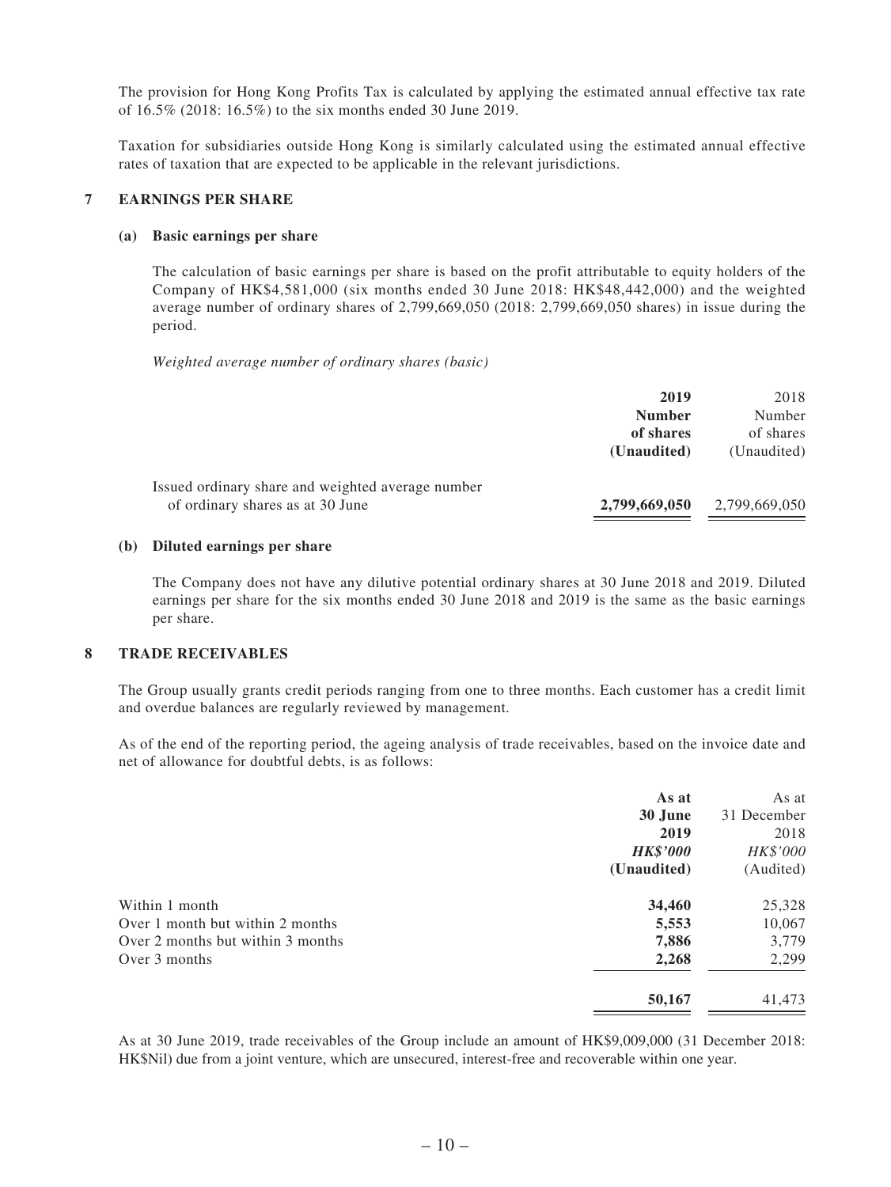The provision for Hong Kong Profits Tax is calculated by applying the estimated annual effective tax rate of 16.5% (2018: 16.5%) to the six months ended 30 June 2019.

Taxation for subsidiaries outside Hong Kong is similarly calculated using the estimated annual effective rates of taxation that are expected to be applicable in the relevant jurisdictions.

## 7 EARNINGS PER SHARE

### (a) Basic earnings per share

The calculation of basic earnings per share is based on the profit attributable to equity holders of the Company of HK$4,581,000 (six months ended 30 June 2018: HK$48,442,000) and the weighted average number of ordinary shares of 2,799,669,050 (2018: 2,799,669,050 shares) in issue during the period.

*Weighted average number of ordinary shares (basic)*

| | **2019** | 2018 |
|---|---|---|
| | **Number of shares** | Number of shares |
| | **(Unaudited)** | (Unaudited) |
| Issued ordinary share and weighted average number of ordinary shares as at 30 June | **2,799,669,050** | 2,799,669,050 |

### (b) Diluted earnings per share

The Company does not have any dilutive potential ordinary shares at 30 June 2018 and 2019. Diluted earnings per share for the six months ended 30 June 2018 and 2019 is the same as the basic earnings per share.

## 8 TRADE RECEIVABLES

The Group usually grants credit periods ranging from one to three months. Each customer has a credit limit and overdue balances are regularly reviewed by management.

As of the end of the reporting period, the ageing analysis of trade receivables, based on the invoice date and net of allowance for doubtful debts, is as follows:

| | **As at 30 June 2019** | As at 31 December 2018 |
|---|---|---|
| | ***HK$'000*** | *HK$'000* |
| | **(Unaudited)** | (Audited) |
| Within 1 month | **34,460** | 25,328 |
| Over 1 month but within 2 months | **5,553** | 10,067 |
| Over 2 months but within 3 months | **7,886** | 3,779 |
| Over 3 months | **2,268** | 2,299 |
| | **50,167** | 41,473 |

As at 30 June 2019, trade receivables of the Group include an amount of HK$9,009,000 (31 December 2018: HK$Nil) due from a joint venture, which are unsecured, interest-free and recoverable within one year.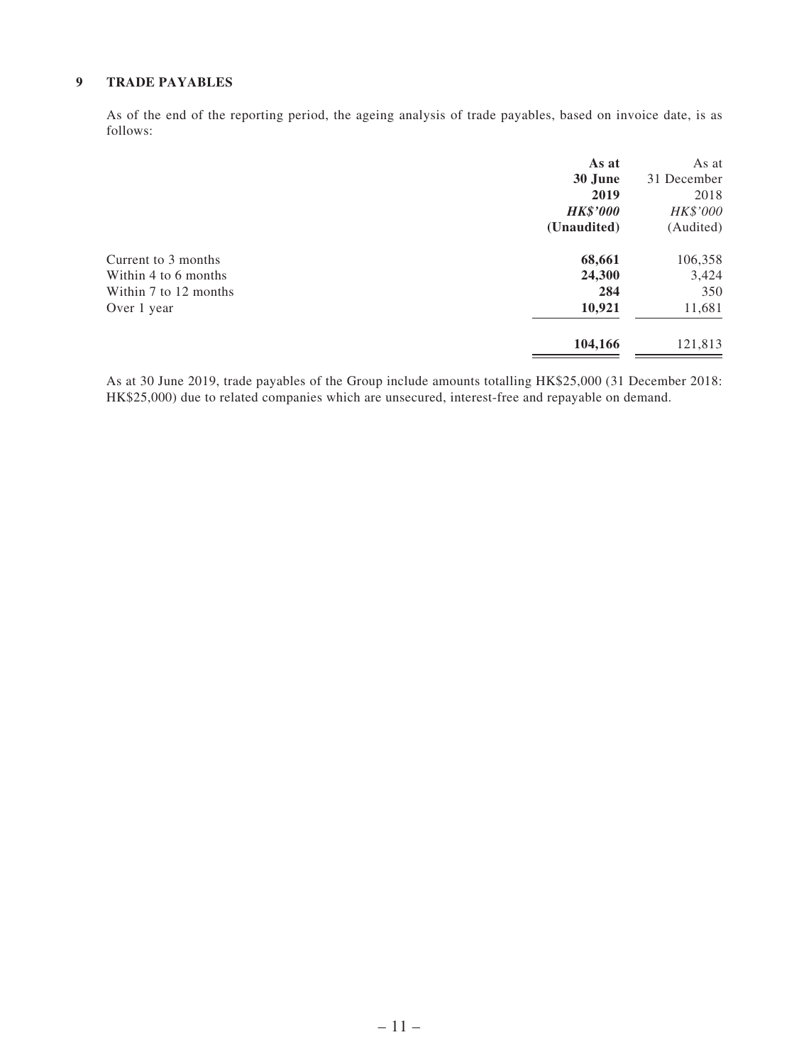## 9 TRADE PAYABLES

As of the end of the reporting period, the ageing analysis of trade payables, based on invoice date, is as follows:

| | **As at 30 June 2019** | As at 31 December 2018 |
|---|---|---|
| | ***HK$'000*** | *HK$'000* |
| | **(Unaudited)** | (Audited) |
| Current to 3 months | **68,661** | 106,358 |
| Within 4 to 6 months | **24,300** | 3,424 |
| Within 7 to 12 months | **284** | 350 |
| Over 1 year | **10,921** | 11,681 |
| | **104,166** | 121,813 |

As at 30 June 2019, trade payables of the Group include amounts totalling HK$25,000 (31 December 2018: HK$25,000) due to related companies which are unsecured, interest-free and repayable on demand.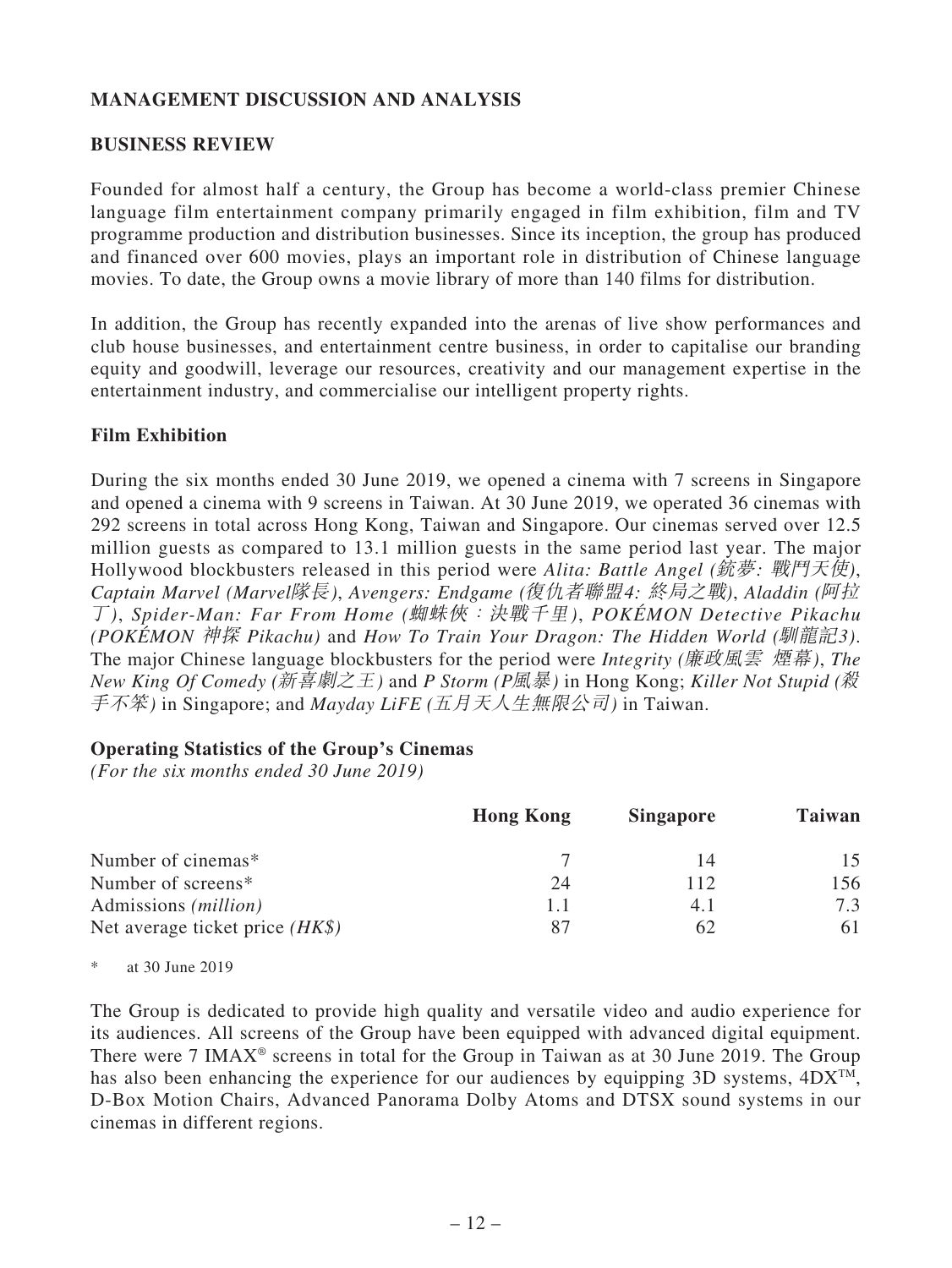## MANAGEMENT DISCUSSION AND ANALYSIS

### BUSINESS REVIEW

Founded for almost half a century, the Group has become a world-class premier Chinese language film entertainment company primarily engaged in film exhibition, film and TV programme production and distribution businesses. Since its inception, the group has produced and financed over 600 movies, plays an important role in distribution of Chinese language movies. To date, the Group owns a movie library of more than 140 films for distribution.

In addition, the Group has recently expanded into the arenas of live show performances and club house businesses, and entertainment centre business, in order to capitalise our branding equity and goodwill, leverage our resources, creativity and our management expertise in the entertainment industry, and commercialise our intelligent property rights.

### Film Exhibition

During the six months ended 30 June 2019, we opened a cinema with 7 screens in Singapore and opened a cinema with 9 screens in Taiwan. At 30 June 2019, we operated 36 cinemas with 292 screens in total across Hong Kong, Taiwan and Singapore. Our cinemas served over 12.5 million guests as compared to 13.1 million guests in the same period last year. The major Hollywood blockbusters released in this period were *Alita: Battle Angel (銃夢: 戰鬥天使)*, *Captain Marvel (Marvel隊長)*, *Avengers: Endgame (復仇者聯盟4: 終局之戰)*, *Aladdin (阿拉丁)*, *Spider-Man: Far From Home (蜘蛛俠：決戰千里)*, *POKÉMON Detective Pikachu (POKÉMON 神探 Pikachu)* and *How To Train Your Dragon: The Hidden World (馴龍記3)*. The major Chinese language blockbusters for the period were *Integrity (廉政風雲 煙幕)*, *The New King Of Comedy (新喜劇之王)* and *P Storm (P風暴)* in Hong Kong; *Killer Not Stupid (殺手不笨)* in Singapore; and *Mayday LiFE (五月天人生無限公司)* in Taiwan.

**Operating Statistics of the Group's Cinemas**
*(For the six months ended 30 June 2019)*

| | Hong Kong | Singapore | Taiwan |
|---|---|---|---|
| Number of cinemas* | 7 | 14 | 15 |
| Number of screens* | 24 | 112 | 156 |
| Admissions *(million)* | 1.1 | 4.1 | 7.3 |
| Net average ticket price *(HK$)* | 87 | 62 | 61 |

\* at 30 June 2019

The Group is dedicated to provide high quality and versatile video and audio experience for its audiences. All screens of the Group have been equipped with advanced digital equipment. There were 7 IMAX® screens in total for the Group in Taiwan as at 30 June 2019. The Group has also been enhancing the experience for our audiences by equipping 3D systems, 4DX™, D-Box Motion Chairs, Advanced Panorama Dolby Atoms and DTSX sound systems in our cinemas in different regions.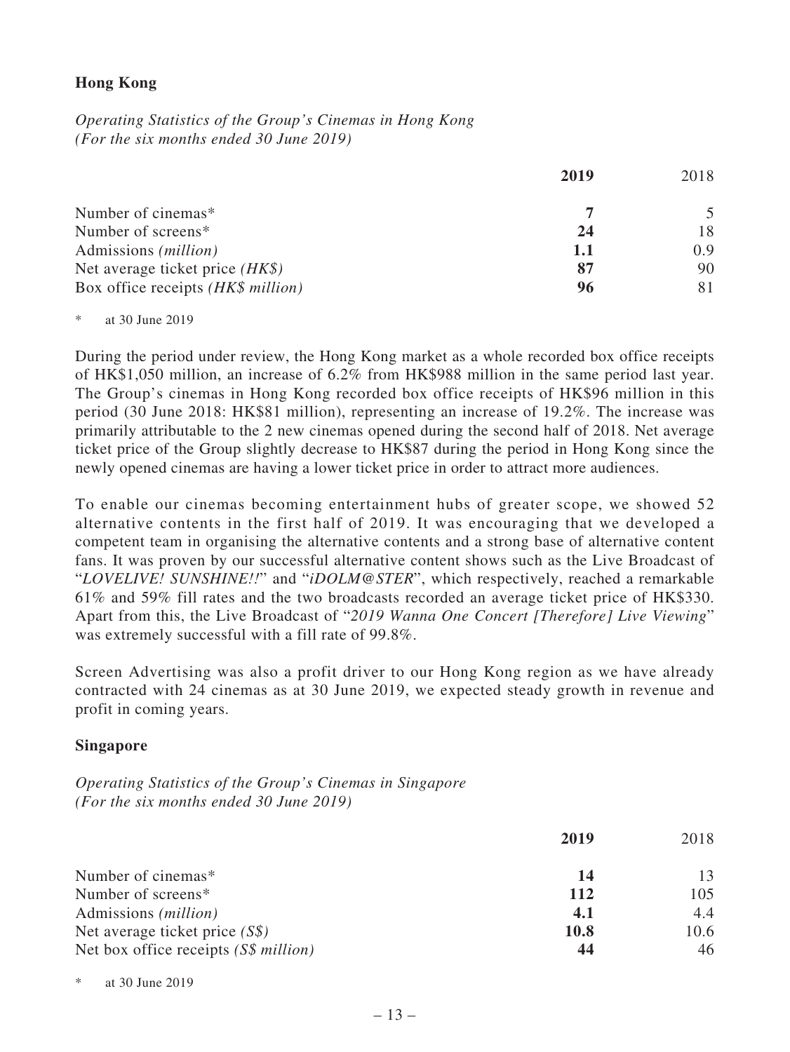**Hong Kong**

*Operating Statistics of the Group's Cinemas in Hong Kong*
*(For the six months ended 30 June 2019)*

| | **2019** | 2018 |
|---|---|---|
| Number of cinemas* | **7** | 5 |
| Number of screens* | **24** | 18 |
| Admissions *(million)* | **1.1** | 0.9 |
| Net average ticket price *(HK$)* | **87** | 90 |
| Box office receipts *(HK$ million)* | **96** | 81 |

\* at 30 June 2019

During the period under review, the Hong Kong market as a whole recorded box office receipts of HK$1,050 million, an increase of 6.2% from HK$988 million in the same period last year. The Group's cinemas in Hong Kong recorded box office receipts of HK$96 million in this period (30 June 2018: HK$81 million), representing an increase of 19.2%. The increase was primarily attributable to the 2 new cinemas opened during the second half of 2018. Net average ticket price of the Group slightly decrease to HK$87 during the period in Hong Kong since the newly opened cinemas are having a lower ticket price in order to attract more audiences.

To enable our cinemas becoming entertainment hubs of greater scope, we showed 52 alternative contents in the first half of 2019. It was encouraging that we developed a competent team in organising the alternative contents and a strong base of alternative content fans. It was proven by our successful alternative content shows such as the Live Broadcast of "*LOVELIVE! SUNSHINE!!*" and "*iDOLM@STER*", which respectively, reached a remarkable 61% and 59% fill rates and the two broadcasts recorded an average ticket price of HK$330. Apart from this, the Live Broadcast of "*2019 Wanna One Concert [Therefore] Live Viewing*" was extremely successful with a fill rate of 99.8%.

Screen Advertising was also a profit driver to our Hong Kong region as we have already contracted with 24 cinemas as at 30 June 2019, we expected steady growth in revenue and profit in coming years.

**Singapore**

*Operating Statistics of the Group's Cinemas in Singapore*
*(For the six months ended 30 June 2019)*

| | **2019** | 2018 |
|---|---|---|
| Number of cinemas* | **14** | 13 |
| Number of screens* | **112** | 105 |
| Admissions *(million)* | **4.1** | 4.4 |
| Net average ticket price *(S$)* | **10.8** | 10.6 |
| Net box office receipts *(S$ million)* | **44** | 46 |

\* at 30 June 2019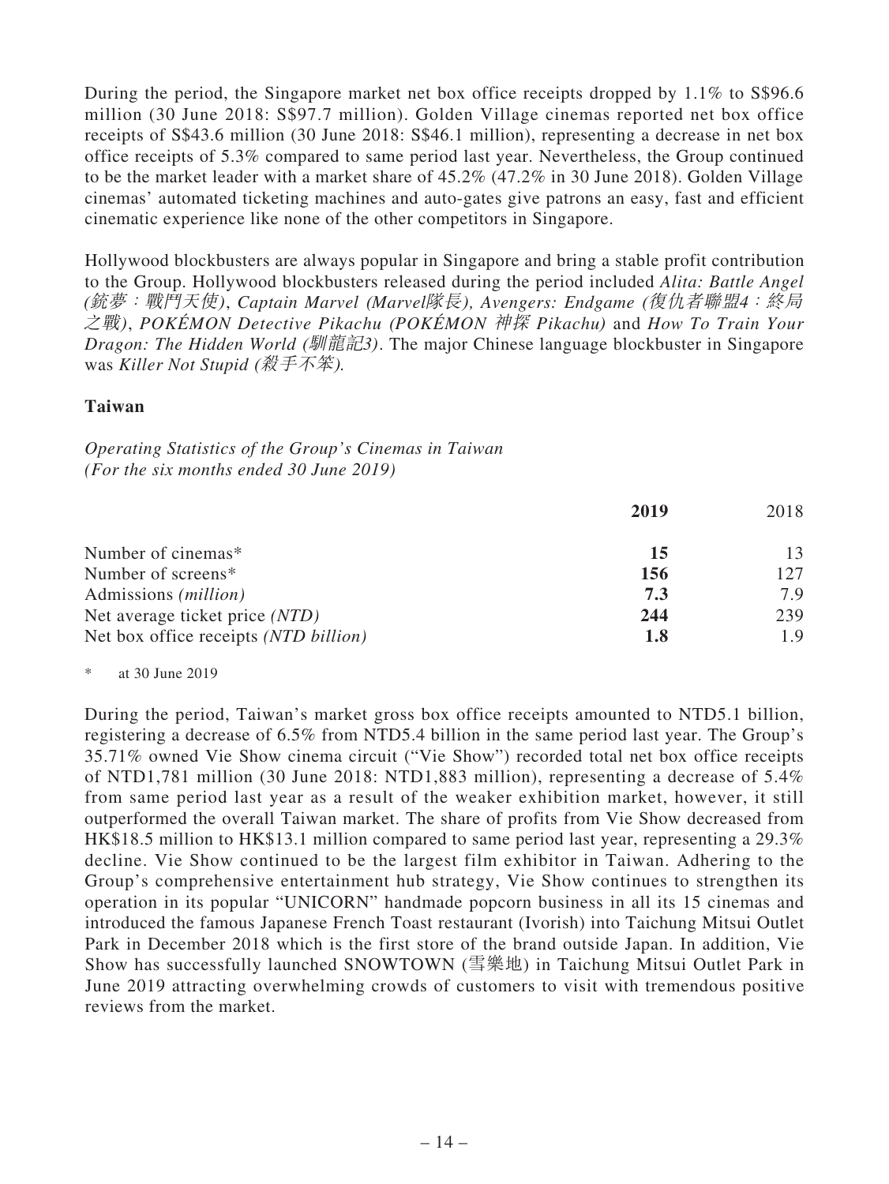During the period, the Singapore market net box office receipts dropped by 1.1% to S$96.6 million (30 June 2018: S$97.7 million). Golden Village cinemas reported net box office receipts of S$43.6 million (30 June 2018: S$46.1 million), representing a decrease in net box office receipts of 5.3% compared to same period last year. Nevertheless, the Group continued to be the market leader with a market share of 45.2% (47.2% in 30 June 2018). Golden Village cinemas' automated ticketing machines and auto-gates give patrons an easy, fast and efficient cinematic experience like none of the other competitors in Singapore.

Hollywood blockbusters are always popular in Singapore and bring a stable profit contribution to the Group. Hollywood blockbusters released during the period included *Alita: Battle Angel (銃夢：戰鬥天使)*, *Captain Marvel (Marvel隊長), Avengers: Endgame (復仇者聯盟4：終局之戰)*, *POKÉMON Detective Pikachu (POKÉMON 神探 Pikachu)* and *How To Train Your Dragon: The Hidden World (馴龍記3)*. The major Chinese language blockbuster in Singapore was *Killer Not Stupid (殺手不笨)*.

**Taiwan**

*Operating Statistics of the Group's Cinemas in Taiwan*
*(For the six months ended 30 June 2019)*

| | **2019** | 2018 |
|---|---|---|
| Number of cinemas* | **15** | 13 |
| Number of screens* | **156** | 127 |
| Admissions *(million)* | **7.3** | 7.9 |
| Net average ticket price *(NTD)* | **244** | 239 |
| Net box office receipts *(NTD billion)* | **1.8** | 1.9 |

\* at 30 June 2019

During the period, Taiwan's market gross box office receipts amounted to NTD5.1 billion, registering a decrease of 6.5% from NTD5.4 billion in the same period last year. The Group's 35.71% owned Vie Show cinema circuit ("Vie Show") recorded total net box office receipts of NTD1,781 million (30 June 2018: NTD1,883 million), representing a decrease of 5.4% from same period last year as a result of the weaker exhibition market, however, it still outperformed the overall Taiwan market. The share of profits from Vie Show decreased from HK$18.5 million to HK$13.1 million compared to same period last year, representing a 29.3% decline. Vie Show continued to be the largest film exhibitor in Taiwan. Adhering to the Group's comprehensive entertainment hub strategy, Vie Show continues to strengthen its operation in its popular "UNICORN" handmade popcorn business in all its 15 cinemas and introduced the famous Japanese French Toast restaurant (Ivorish) into Taichung Mitsui Outlet Park in December 2018 which is the first store of the brand outside Japan. In addition, Vie Show has successfully launched SNOWTOWN (雪樂地) in Taichung Mitsui Outlet Park in June 2019 attracting overwhelming crowds of customers to visit with tremendous positive reviews from the market.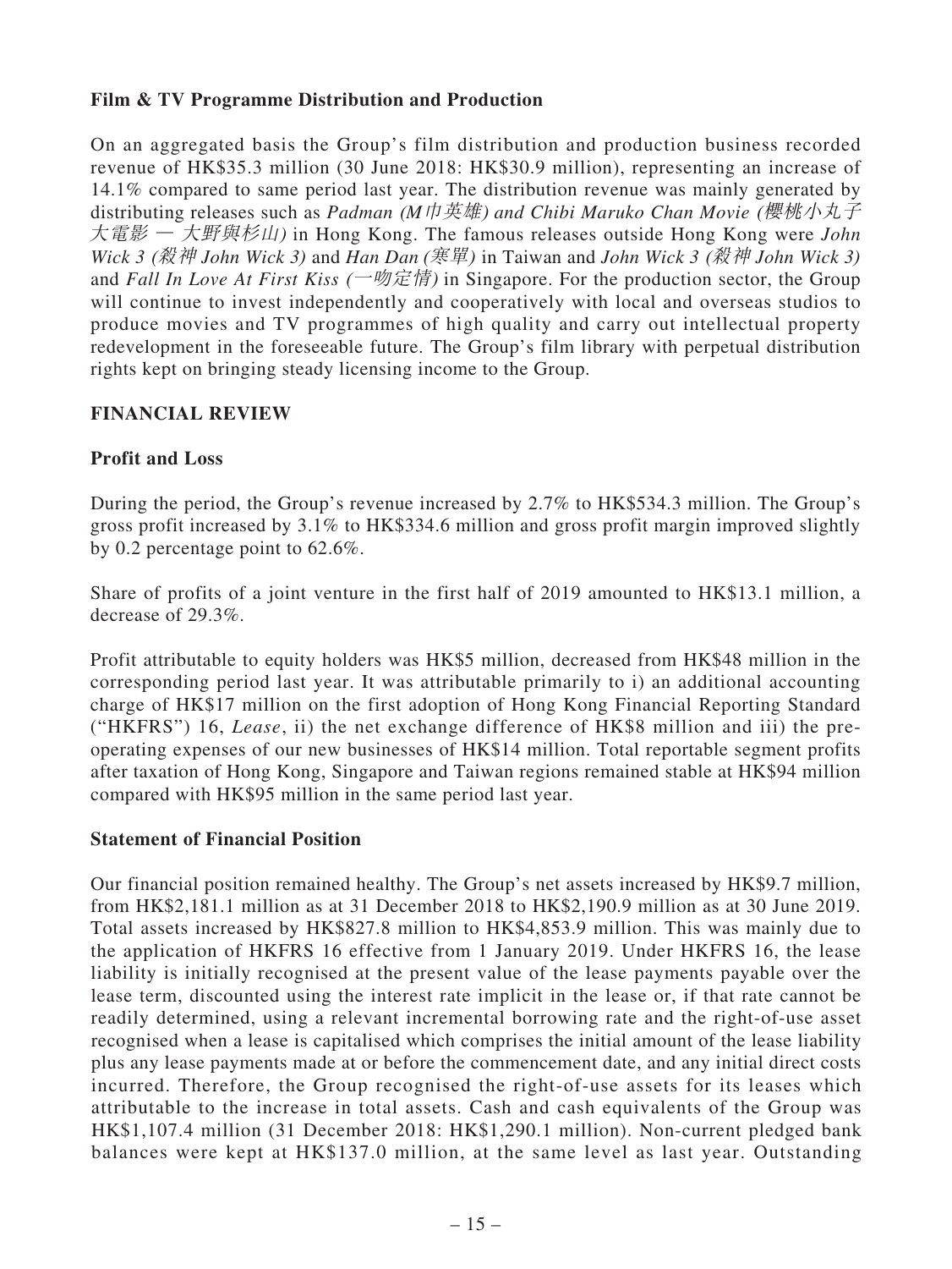**Film & TV Programme Distribution and Production**

On an aggregated basis the Group's film distribution and production business recorded revenue of HK$35.3 million (30 June 2018: HK$30.9 million), representing an increase of 14.1% compared to same period last year. The distribution revenue was mainly generated by distributing releases such as *Padman (M巾英雄) and Chibi Maruko Chan Movie (櫻桃小丸子大電影 — 大野與杉山)* in Hong Kong. The famous releases outside Hong Kong were *John Wick 3 (殺神 John Wick 3)* and *Han Dan (寒單)* in Taiwan and *John Wick 3 (殺神 John Wick 3)* and *Fall In Love At First Kiss (一吻定情)* in Singapore. For the production sector, the Group will continue to invest independently and cooperatively with local and overseas studios to produce movies and TV programmes of high quality and carry out intellectual property redevelopment in the foreseeable future. The Group's film library with perpetual distribution rights kept on bringing steady licensing income to the Group.

## FINANCIAL REVIEW

**Profit and Loss**

During the period, the Group's revenue increased by 2.7% to HK$534.3 million. The Group's gross profit increased by 3.1% to HK$334.6 million and gross profit margin improved slightly by 0.2 percentage point to 62.6%.

Share of profits of a joint venture in the first half of 2019 amounted to HK$13.1 million, a decrease of 29.3%.

Profit attributable to equity holders was HK$5 million, decreased from HK$48 million in the corresponding period last year. It was attributable primarily to i) an additional accounting charge of HK$17 million on the first adoption of Hong Kong Financial Reporting Standard ("HKFRS") 16, *Lease*, ii) the net exchange difference of HK$8 million and iii) the pre-operating expenses of our new businesses of HK$14 million. Total reportable segment profits after taxation of Hong Kong, Singapore and Taiwan regions remained stable at HK$94 million compared with HK$95 million in the same period last year.

**Statement of Financial Position**

Our financial position remained healthy. The Group's net assets increased by HK$9.7 million, from HK$2,181.1 million as at 31 December 2018 to HK$2,190.9 million as at 30 June 2019. Total assets increased by HK$827.8 million to HK$4,853.9 million. This was mainly due to the application of HKFRS 16 effective from 1 January 2019. Under HKFRS 16, the lease liability is initially recognised at the present value of the lease payments payable over the lease term, discounted using the interest rate implicit in the lease or, if that rate cannot be readily determined, using a relevant incremental borrowing rate and the right-of-use asset recognised when a lease is capitalised which comprises the initial amount of the lease liability plus any lease payments made at or before the commencement date, and any initial direct costs incurred. Therefore, the Group recognised the right-of-use assets for its leases which attributable to the increase in total assets. Cash and cash equivalents of the Group was HK$1,107.4 million (31 December 2018: HK$1,290.1 million). Non-current pledged bank balances were kept at HK$137.0 million, at the same level as last year. Outstanding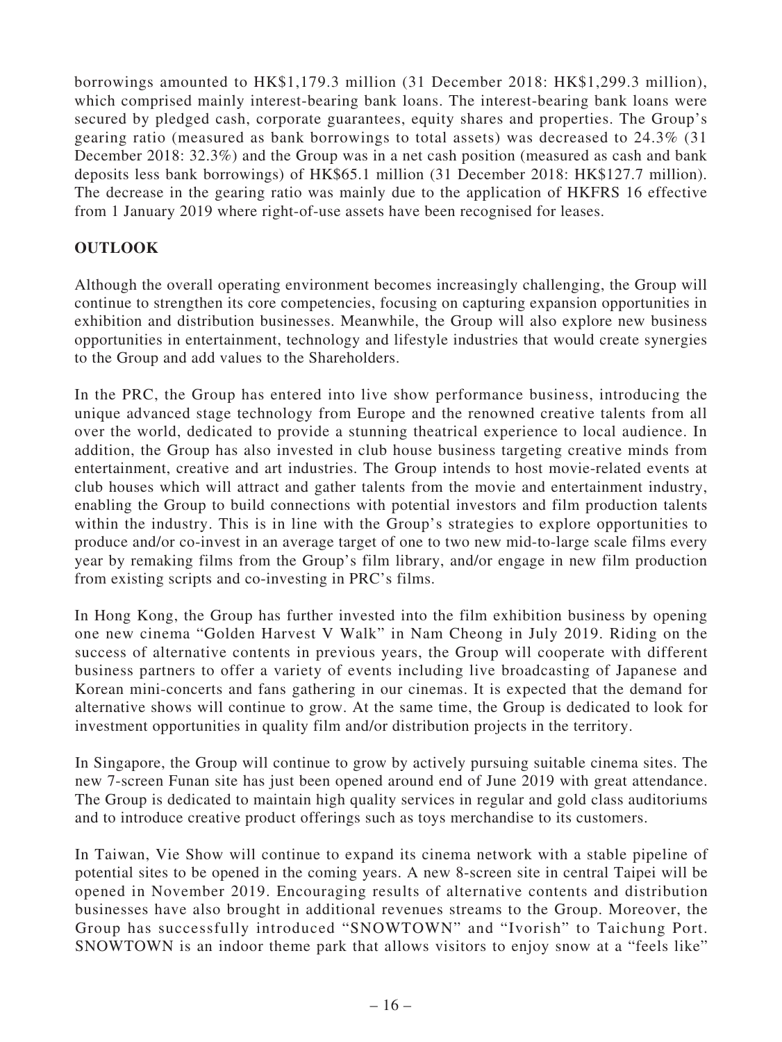borrowings amounted to HK$1,179.3 million (31 December 2018: HK$1,299.3 million), which comprised mainly interest-bearing bank loans. The interest-bearing bank loans were secured by pledged cash, corporate guarantees, equity shares and properties. The Group's gearing ratio (measured as bank borrowings to total assets) was decreased to 24.3% (31 December 2018: 32.3%) and the Group was in a net cash position (measured as cash and bank deposits less bank borrowings) of HK$65.1 million (31 December 2018: HK$127.7 million). The decrease in the gearing ratio was mainly due to the application of HKFRS 16 effective from 1 January 2019 where right-of-use assets have been recognised for leases.

## OUTLOOK

Although the overall operating environment becomes increasingly challenging, the Group will continue to strengthen its core competencies, focusing on capturing expansion opportunities in exhibition and distribution businesses. Meanwhile, the Group will also explore new business opportunities in entertainment, technology and lifestyle industries that would create synergies to the Group and add values to the Shareholders.

In the PRC, the Group has entered into live show performance business, introducing the unique advanced stage technology from Europe and the renowned creative talents from all over the world, dedicated to provide a stunning theatrical experience to local audience. In addition, the Group has also invested in club house business targeting creative minds from entertainment, creative and art industries. The Group intends to host movie-related events at club houses which will attract and gather talents from the movie and entertainment industry, enabling the Group to build connections with potential investors and film production talents within the industry. This is in line with the Group's strategies to explore opportunities to produce and/or co-invest in an average target of one to two new mid-to-large scale films every year by remaking films from the Group's film library, and/or engage in new film production from existing scripts and co-investing in PRC's films.

In Hong Kong, the Group has further invested into the film exhibition business by opening one new cinema "Golden Harvest V Walk" in Nam Cheong in July 2019. Riding on the success of alternative contents in previous years, the Group will cooperate with different business partners to offer a variety of events including live broadcasting of Japanese and Korean mini-concerts and fans gathering in our cinemas. It is expected that the demand for alternative shows will continue to grow. At the same time, the Group is dedicated to look for investment opportunities in quality film and/or distribution projects in the territory.

In Singapore, the Group will continue to grow by actively pursuing suitable cinema sites. The new 7-screen Funan site has just been opened around end of June 2019 with great attendance. The Group is dedicated to maintain high quality services in regular and gold class auditoriums and to introduce creative product offerings such as toys merchandise to its customers.

In Taiwan, Vie Show will continue to expand its cinema network with a stable pipeline of potential sites to be opened in the coming years. A new 8-screen site in central Taipei will be opened in November 2019. Encouraging results of alternative contents and distribution businesses have also brought in additional revenues streams to the Group. Moreover, the Group has successfully introduced "SNOWTOWN" and "Ivorish" to Taichung Port. SNOWTOWN is an indoor theme park that allows visitors to enjoy snow at a "feels like"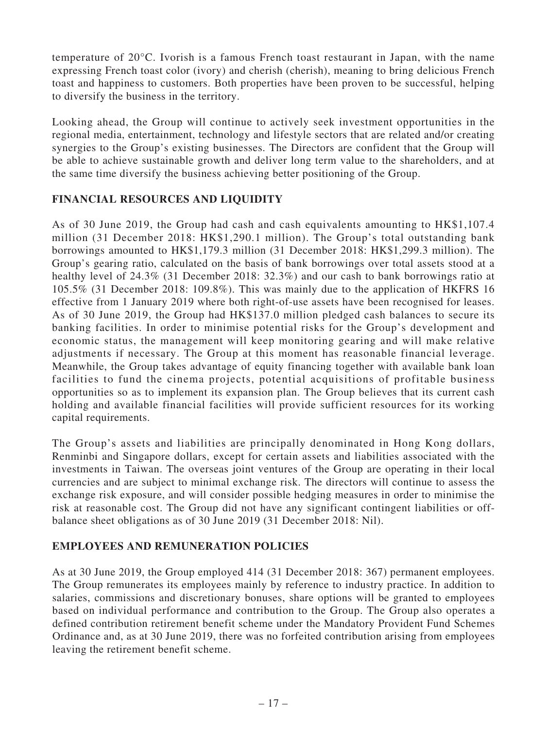temperature of 20°C. Ivorish is a famous French toast restaurant in Japan, with the name expressing French toast color (ivory) and cherish (cherish), meaning to bring delicious French toast and happiness to customers. Both properties have been proven to be successful, helping to diversify the business in the territory.

Looking ahead, the Group will continue to actively seek investment opportunities in the regional media, entertainment, technology and lifestyle sectors that are related and/or creating synergies to the Group's existing businesses. The Directors are confident that the Group will be able to achieve sustainable growth and deliver long term value to the shareholders, and at the same time diversify the business achieving better positioning of the Group.

## FINANCIAL RESOURCES AND LIQUIDITY

As of 30 June 2019, the Group had cash and cash equivalents amounting to HK$1,107.4 million (31 December 2018: HK$1,290.1 million). The Group's total outstanding bank borrowings amounted to HK$1,179.3 million (31 December 2018: HK$1,299.3 million). The Group's gearing ratio, calculated on the basis of bank borrowings over total assets stood at a healthy level of 24.3% (31 December 2018: 32.3%) and our cash to bank borrowings ratio at 105.5% (31 December 2018: 109.8%). This was mainly due to the application of HKFRS 16 effective from 1 January 2019 where both right-of-use assets have been recognised for leases. As of 30 June 2019, the Group had HK$137.0 million pledged cash balances to secure its banking facilities. In order to minimise potential risks for the Group's development and economic status, the management will keep monitoring gearing and will make relative adjustments if necessary. The Group at this moment has reasonable financial leverage. Meanwhile, the Group takes advantage of equity financing together with available bank loan facilities to fund the cinema projects, potential acquisitions of profitable business opportunities so as to implement its expansion plan. The Group believes that its current cash holding and available financial facilities will provide sufficient resources for its working capital requirements.

The Group's assets and liabilities are principally denominated in Hong Kong dollars, Renminbi and Singapore dollars, except for certain assets and liabilities associated with the investments in Taiwan. The overseas joint ventures of the Group are operating in their local currencies and are subject to minimal exchange risk. The directors will continue to assess the exchange risk exposure, and will consider possible hedging measures in order to minimise the risk at reasonable cost. The Group did not have any significant contingent liabilities or off-balance sheet obligations as of 30 June 2019 (31 December 2018: Nil).

## EMPLOYEES AND REMUNERATION POLICIES

As at 30 June 2019, the Group employed 414 (31 December 2018: 367) permanent employees. The Group remunerates its employees mainly by reference to industry practice. In addition to salaries, commissions and discretionary bonuses, share options will be granted to employees based on individual performance and contribution to the Group. The Group also operates a defined contribution retirement benefit scheme under the Mandatory Provident Fund Schemes Ordinance and, as at 30 June 2019, there was no forfeited contribution arising from employees leaving the retirement benefit scheme.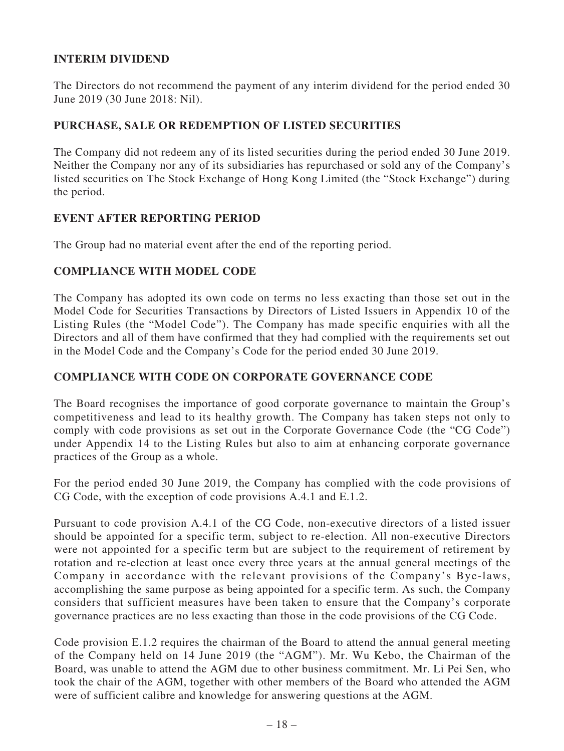## INTERIM DIVIDEND

The Directors do not recommend the payment of any interim dividend for the period ended 30 June 2019 (30 June 2018: Nil).

## PURCHASE, SALE OR REDEMPTION OF LISTED SECURITIES

The Company did not redeem any of its listed securities during the period ended 30 June 2019. Neither the Company nor any of its subsidiaries has repurchased or sold any of the Company's listed securities on The Stock Exchange of Hong Kong Limited (the "Stock Exchange") during the period.

## EVENT AFTER REPORTING PERIOD

The Group had no material event after the end of the reporting period.

## COMPLIANCE WITH MODEL CODE

The Company has adopted its own code on terms no less exacting than those set out in the Model Code for Securities Transactions by Directors of Listed Issuers in Appendix 10 of the Listing Rules (the "Model Code"). The Company has made specific enquiries with all the Directors and all of them have confirmed that they had complied with the requirements set out in the Model Code and the Company's Code for the period ended 30 June 2019.

## COMPLIANCE WITH CODE ON CORPORATE GOVERNANCE CODE

The Board recognises the importance of good corporate governance to maintain the Group's competitiveness and lead to its healthy growth. The Company has taken steps not only to comply with code provisions as set out in the Corporate Governance Code (the "CG Code") under Appendix 14 to the Listing Rules but also to aim at enhancing corporate governance practices of the Group as a whole.

For the period ended 30 June 2019, the Company has complied with the code provisions of CG Code, with the exception of code provisions A.4.1 and E.1.2.

Pursuant to code provision A.4.1 of the CG Code, non-executive directors of a listed issuer should be appointed for a specific term, subject to re-election. All non-executive Directors were not appointed for a specific term but are subject to the requirement of retirement by rotation and re-election at least once every three years at the annual general meetings of the Company in accordance with the relevant provisions of the Company's Bye-laws, accomplishing the same purpose as being appointed for a specific term. As such, the Company considers that sufficient measures have been taken to ensure that the Company's corporate governance practices are no less exacting than those in the code provisions of the CG Code.

Code provision E.1.2 requires the chairman of the Board to attend the annual general meeting of the Company held on 14 June 2019 (the "AGM"). Mr. Wu Kebo, the Chairman of the Board, was unable to attend the AGM due to other business commitment. Mr. Li Pei Sen, who took the chair of the AGM, together with other members of the Board who attended the AGM were of sufficient calibre and knowledge for answering questions at the AGM.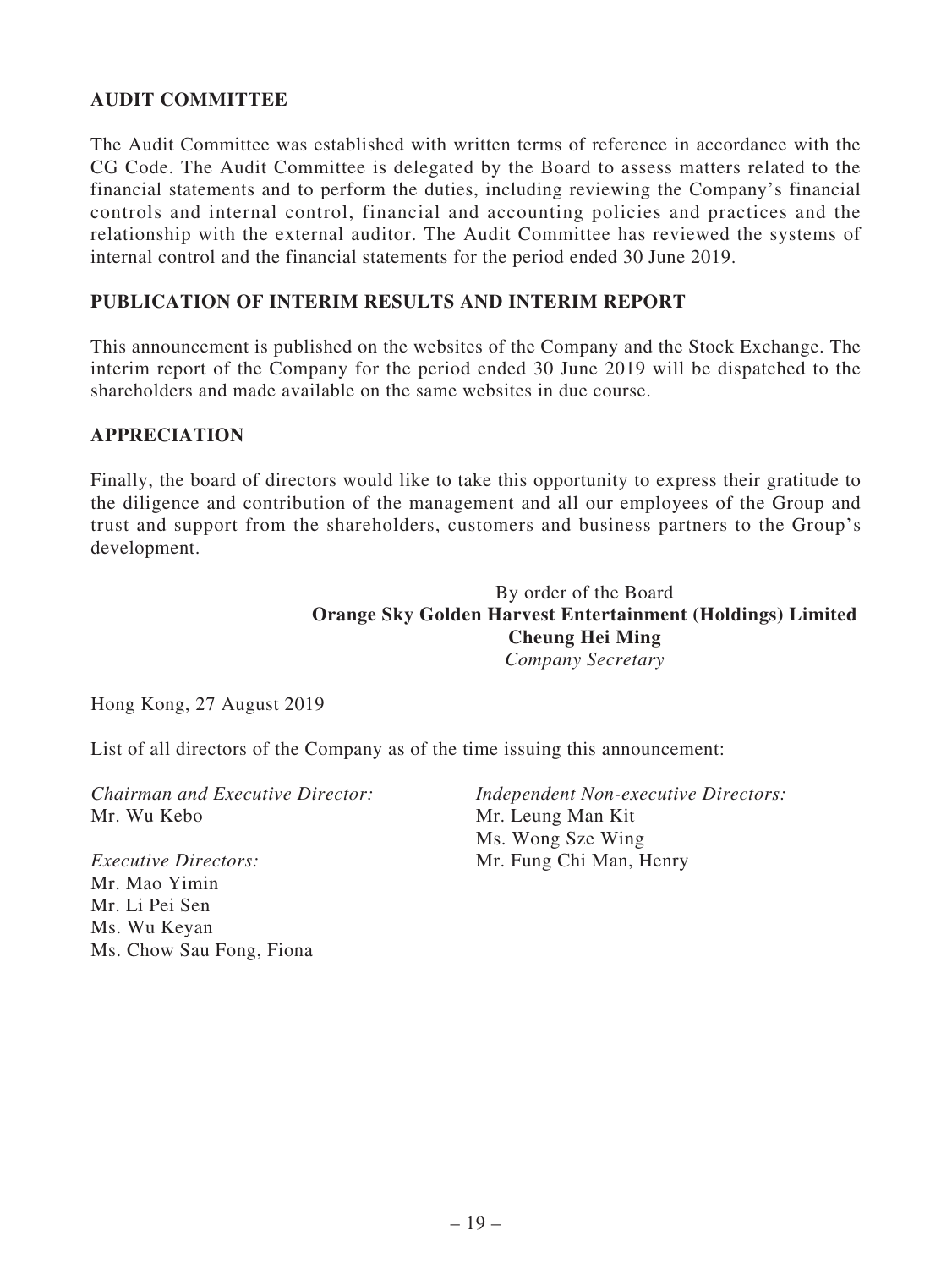## AUDIT COMMITTEE

The Audit Committee was established with written terms of reference in accordance with the CG Code. The Audit Committee is delegated by the Board to assess matters related to the financial statements and to perform the duties, including reviewing the Company's financial controls and internal control, financial and accounting policies and practices and the relationship with the external auditor. The Audit Committee has reviewed the systems of internal control and the financial statements for the period ended 30 June 2019.

## PUBLICATION OF INTERIM RESULTS AND INTERIM REPORT

This announcement is published on the websites of the Company and the Stock Exchange. The interim report of the Company for the period ended 30 June 2019 will be dispatched to the shareholders and made available on the same websites in due course.

## APPRECIATION

Finally, the board of directors would like to take this opportunity to express their gratitude to the diligence and contribution of the management and all our employees of the Group and trust and support from the shareholders, customers and business partners to the Group's development.

By order of the Board
**Orange Sky Golden Harvest Entertainment (Holdings) Limited**
**Cheung Hei Ming**
*Company Secretary*

Hong Kong, 27 August 2019

List of all directors of the Company as of the time issuing this announcement:

*Chairman and Executive Director:*
Mr. Wu Kebo

*Executive Directors:*
Mr. Mao Yimin
Mr. Li Pei Sen
Ms. Wu Keyan
Ms. Chow Sau Fong, Fiona

*Independent Non-executive Directors:*
Mr. Leung Man Kit
Ms. Wong Sze Wing
Mr. Fung Chi Man, Henry